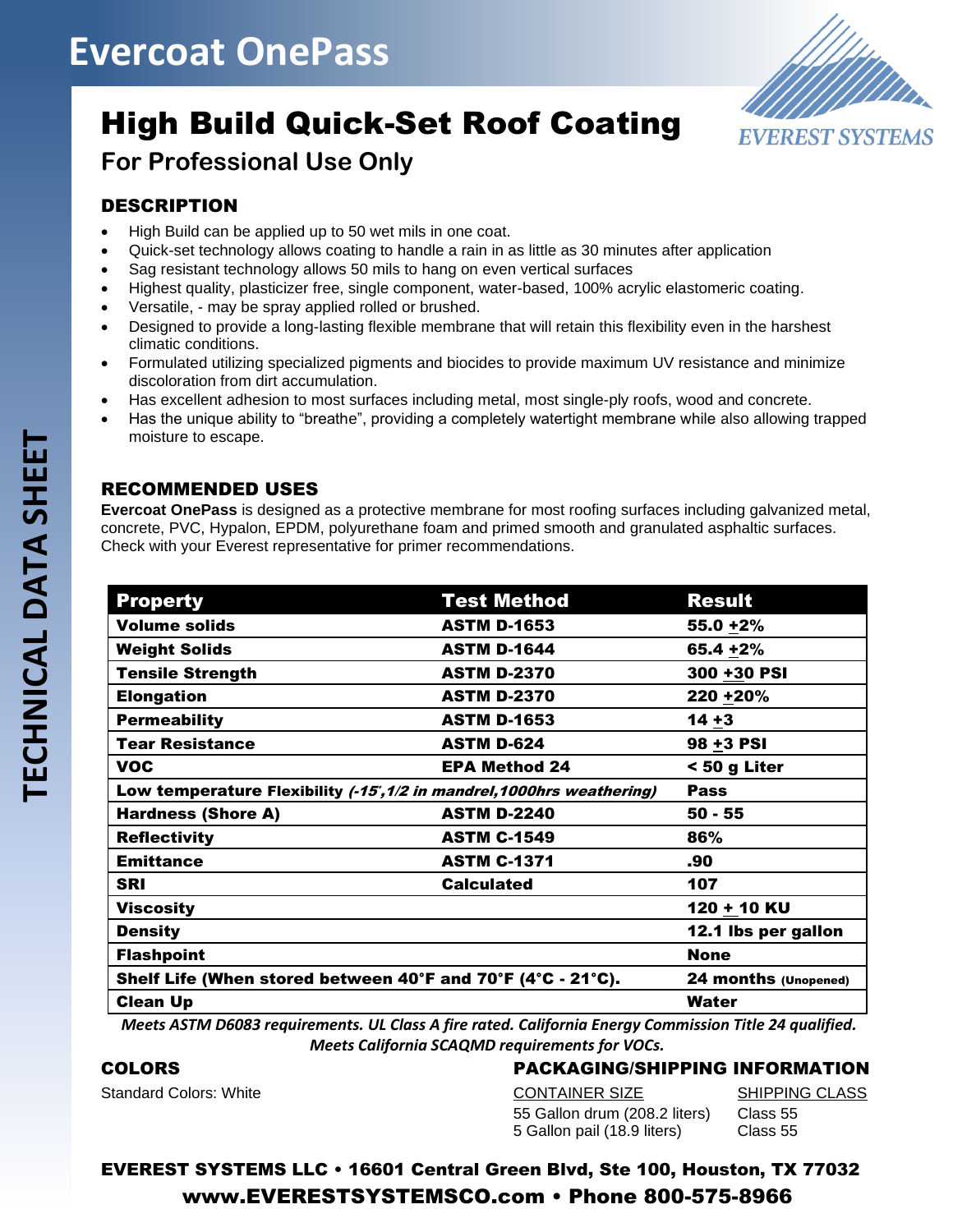# Evercoat OnePass

## High Build Quick-Set Roof Coating

### For Professional Use Only

EVEREST SYSTEMS

TECHNICAL DATA SHEET

### DESCRIPTION

- High Build can be applied up to 50 wet mils in one coat.
- Quick-set technology allows coating to handle a rain in as little as 30 minutes after application
- Sag resistant technology allows 50 mils to hang on even vertical surfaces
- Highest quality, plasticizer free, single component, water-based, 100% acrylic elastomeric coating.
- Versatile, - may be spray applied rolled or brushed.
- Designed to provide a long-lasting flexible membrane that will retain this flexibility even in the harshest climatic conditions.
- Formulated utilizing specialized pigments and biocides to provide maximum UV resistance and minimize discoloration from dirt accumulation.
- Has excellent adhesion to most surfaces including metal, most single-ply roofs, wood and concrete.
- Has the unique ability to "breathe", providing a completely watertight membrane while also allowing trapped moisture to escape.

### RECOMMENDED USES

**Evercoat OnePass** is designed as a protective membrane for most roofing surfaces including galvanized metal, concrete, PVC, Hypalon, EPDM, polyurethane foam and primed smooth and granulated asphaltic surfaces. Check with your Everest representative for primer recommendations.

| Property | Test Method | Result |
|---|---|---|
| Volume solids | ASTM D-1653 | 55.0 ±2% |
| Weight Solids | ASTM D-1644 | 65.4 ±2% |
| Tensile Strength | ASTM D-2370 | 300 ±30 PSI |
| Elongation | ASTM D-2370 | 220 ±20% |
| Permeability | ASTM D-1653 | 14 ±3 |
| Tear Resistance | ASTM D-624 | 98 ±3 PSI |
| VOC | EPA Method 24 | < 50 g Liter |
| Low temperature Flexibility *(-15°,1/2 in mandrel,1000hrs weathering)* | | Pass |
| Hardness (Shore A) | ASTM D-2240 | 50 - 55 |
| Reflectivity | ASTM C-1549 | 86% |
| Emittance | ASTM C-1371 | .90 |
| SRI | Calculated | 107 |
| Viscosity | | 120 ± 10 KU |
| Density | | 12.1 lbs per gallon |
| Flashpoint | | None |
| Shelf Life (When stored between 40°F and 70°F (4°C - 21°C). | | 24 months (Unopened) |
| Clean Up | | Water |

*Meets ASTM D6083 requirements. UL Class A fire rated. California Energy Commission Title 24 qualified. Meets California SCAQMD requirements for VOCs.*

### COLORS

Standard Colors: White

### PACKAGING/SHIPPING INFORMATION

| CONTAINER SIZE | SHIPPING CLASS |
|---|---|
| 55 Gallon drum (208.2 liters) | Class 55 |
| 5 Gallon pail (18.9 liters) | Class 55 |

**EVEREST SYSTEMS LLC • 16601 Central Green Blvd, Ste 100, Houston, TX 77032**

**www.EVERESTSYSTEMSCO.com • Phone 800-575-8966**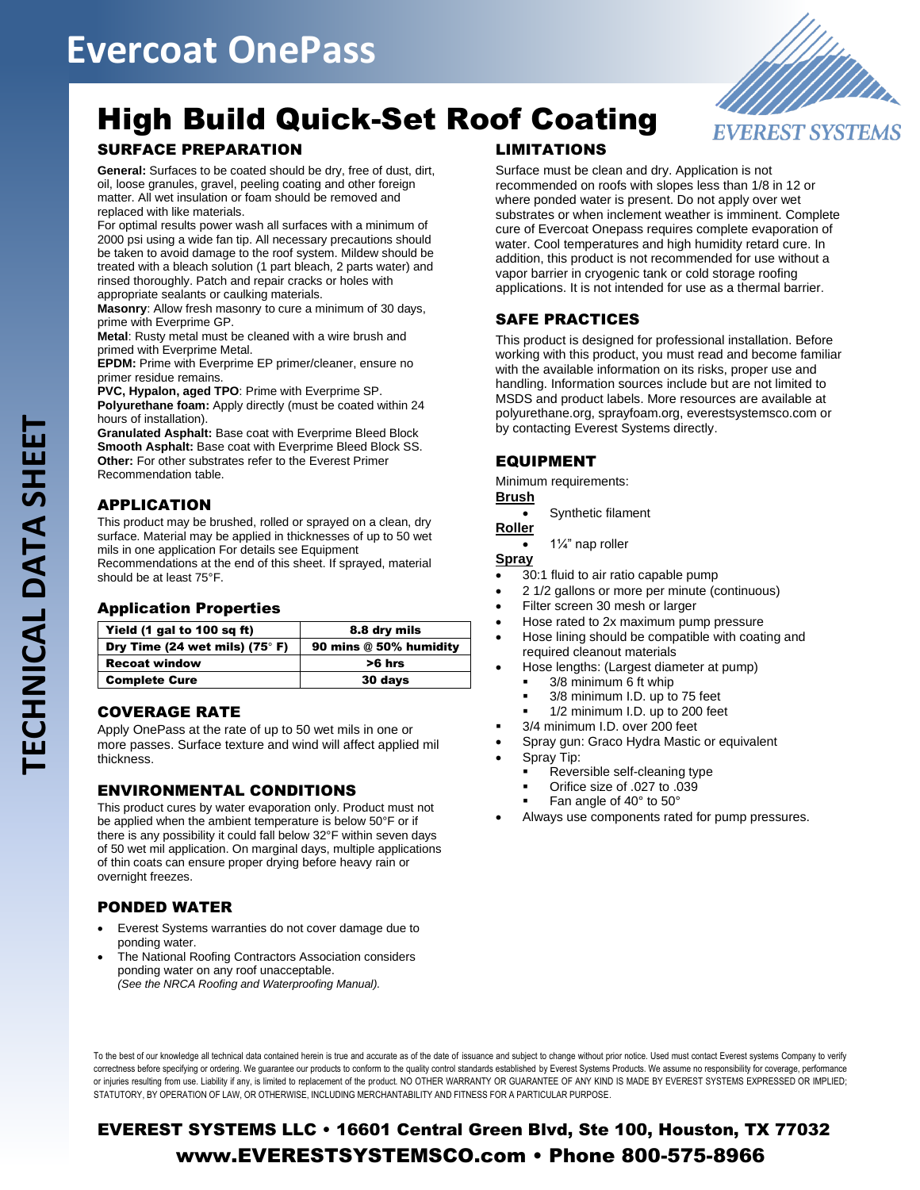# Evercoat OnePass

EVEREST SYSTEMS

## High Build Quick-Set Roof Coating

### SURFACE PREPARATION

**General:** Surfaces to be coated should be dry, free of dust, dirt, oil, loose granules, gravel, peeling coating and other foreign matter. All wet insulation or foam should be removed and replaced with like materials.

For optimal results power wash all surfaces with a minimum of 2000 psi using a wide fan tip. All necessary precautions should be taken to avoid damage to the roof system. Mildew should be treated with a bleach solution (1 part bleach, 2 parts water) and rinsed thoroughly. Patch and repair cracks or holes with appropriate sealants or caulking materials.

**Masonry**: Allow fresh masonry to cure a minimum of 30 days, prime with Everprime GP.

**Metal**: Rusty metal must be cleaned with a wire brush and primed with Everprime Metal.

**EPDM:** Prime with Everprime EP primer/cleaner, ensure no primer residue remains.

**PVC, Hypalon, aged TPO**: Prime with Everprime SP.

**Polyurethane foam:** Apply directly (must be coated within 24 hours of installation).

**Granulated Asphalt:** Base coat with Everprime Bleed Block

**Smooth Asphalt:** Base coat with Everprime Bleed Block SS.

**Other:** For other substrates refer to the Everest Primer Recommendation table.

### APPLICATION

This product may be brushed, rolled or sprayed on a clean, dry surface. Material may be applied in thicknesses of up to 50 wet mils in one application For details see Equipment Recommendations at the end of this sheet. If sprayed, material should be at least 75°F.

### Application Properties

| | |
|---|---|
| **Yield (1 gal to 100 sq ft)** | **8.8 dry mils** |
| **Dry Time (24 wet mils) (75° F)** | **90 mins @ 50% humidity** |
| **Recoat window** | **>6 hrs** |
| **Complete Cure** | **30 days** |

### COVERAGE RATE

Apply OnePass at the rate of up to 50 wet mils in one or more passes. Surface texture and wind will affect applied mil thickness.

### ENVIRONMENTAL CONDITIONS

This product cures by water evaporation only. Product must not be applied when the ambient temperature is below 50°F or if there is any possibility it could fall below 32°F within seven days of 50 wet mil application. On marginal days, multiple applications of thin coats can ensure proper drying before heavy rain or overnight freezes.

### PONDED WATER

- Everest Systems warranties do not cover damage due to ponding water.
- The National Roofing Contractors Association considers ponding water on any roof unacceptable. *(See the NRCA Roofing and Waterproofing Manual).*

### LIMITATIONS

Surface must be clean and dry. Application is not recommended on roofs with slopes less than 1/8 in 12 or where ponded water is present. Do not apply over wet substrates or when inclement weather is imminent. Complete cure of Evercoat Onepass requires complete evaporation of water. Cool temperatures and high humidity retard cure. In addition, this product is not recommended for use without a vapor barrier in cryogenic tank or cold storage roofing applications. It is not intended for use as a thermal barrier.

### SAFE PRACTICES

This product is designed for professional installation. Before working with this product, you must read and become familiar with the available information on its risks, proper use and handling. Information sources include but are not limited to MSDS and product labels. More resources are available at polyurethane.org, sprayfoam.org, everestsystemsco.com or by contacting Everest Systems directly.

### EQUIPMENT

Minimum requirements:

**Brush**

- Synthetic filament

**Roller**

- 1¼" nap roller

**Spray**

- 30:1 fluid to air ratio capable pump
- 2 1/2 gallons or more per minute (continuous)
- Filter screen 30 mesh or larger
- Hose rated to 2x maximum pump pressure
- Hose lining should be compatible with coating and required cleanout materials
- Hose lengths: (Largest diameter at pump)
  - 3/8 minimum 6 ft whip
  - 3/8 minimum I.D. up to 75 feet
  - 1/2 minimum I.D. up to 200 feet
- 3/4 minimum I.D. over 200 feet
- Spray gun: Graco Hydra Mastic or equivalent
- Spray Tip:
  - Reversible self-cleaning type
  - Orifice size of .027 to .039
  - Fan angle of 40° to 50°
- Always use components rated for pump pressures.

To the best of our knowledge all technical data contained herein is true and accurate as of the date of issuance and subject to change without prior notice. Used must contact Everest systems Company to verify correctness before specifying or ordering. We guarantee our products to conform to the quality control standards established by Everest Systems Products. We assume no responsibility for coverage, performance or injuries resulting from use. Liability if any, is limited to replacement of the product. NO OTHER WARRANTY OR GUARANTEE OF ANY KIND IS MADE BY EVEREST SYSTEMS EXPRESSED OR IMPLIED; STATUTORY, BY OPERATION OF LAW, OR OTHERWISE, INCLUDING MERCHANTABILITY AND FITNESS FOR A PARTICULAR PURPOSE.

**EVEREST SYSTEMS LLC • 16601 Central Green Blvd, Ste 100, Houston, TX 77032**
**www.EVERESTSYSTEMSCO.com • Phone 800-575-8966**

TECHNICAL DATA SHEET